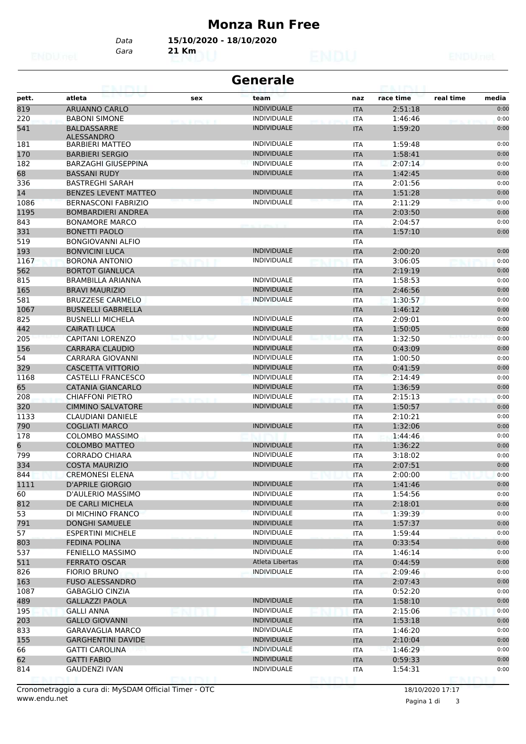# Monza Run Free

*Data* **15/10/2020 - 18/10/2020**
*Gara* **21 Km**

## Generale

| pett. | atleta | sex | team | naz | race time | real time | media |
|---|---|---|---|---|---|---|---|
| 819 | ARUANNO CARLO | | INDIVIDUALE | ITA | 2:51:18 | | 0:00 |
| 220 | BABONI SIMONE | | INDIVIDUALE | ITA | 1:46:46 | | 0:00 |
| 541 | BALDASSARRE ALESSANDRO | | INDIVIDUALE | ITA | 1:59:20 | | 0:00 |
| 181 | BARBIERI MATTEO | | INDIVIDUALE | ITA | 1:59:48 | | 0:00 |
| 170 | BARBIERI SERGIO | | INDIVIDUALE | ITA | 1:58:41 | | 0:00 |
| 182 | BARZAGHI GIUSEPPINA | | INDIVIDUALE | ITA | 2:07:14 | | 0:00 |
| 68 | BASSANI RUDY | | INDIVIDUALE | ITA | 1:42:45 | | 0:00 |
| 336 | BASTREGHI SARAH | | | ITA | 2:01:56 | | 0:00 |
| 14 | BENZES LEVENT MATTEO | | INDIVIDUALE | ITA | 1:51:28 | | 0:00 |
| 1086 | BERNASCONI FABRIZIO | | INDIVIDUALE | ITA | 2:11:29 | | 0:00 |
| 1195 | BOMBARDIERI ANDREA | | | ITA | 2:03:50 | | 0:00 |
| 843 | BONAMORE MARCO | | | ITA | 2:04:57 | | 0:00 |
| 331 | BONETTI PAOLO | | | ITA | 1:57:10 | | 0:00 |
| 519 | BONGIOVANNI ALFIO | | | ITA | | | |
| 193 | BONVICINI LUCA | | INDIVIDUALE | ITA | 2:00:20 | | 0:00 |
| 1167 | BORONA ANTONIO | | INDIVIDUALE | ITA | 3:06:05 | | 0:00 |
| 562 | BORTOT GIANLUCA | | | ITA | 2:19:19 | | 0:00 |
| 815 | BRAMBILLA ARIANNA | | INDIVIDUALE | ITA | 1:58:53 | | 0:00 |
| 165 | BRAVI MAURIZIO | | INDIVIDUALE | ITA | 2:46:56 | | 0:00 |
| 581 | BRUZZESE CARMELO | | INDIVIDUALE | ITA | 1:30:57 | | 0:00 |
| 1067 | BUSNELLI GABRIELLA | | | ITA | 1:46:12 | | 0:00 |
| 825 | BUSNELLI MICHELA | | INDIVIDUALE | ITA | 2:09:01 | | 0:00 |
| 442 | CAIRATI LUCA | | INDIVIDUALE | ITA | 1:50:05 | | 0:00 |
| 205 | CAPITANI LORENZO | | INDIVIDUALE | ITA | 1:32:50 | | 0:00 |
| 156 | CARRARA CLAUDIO | | INDIVIDUALE | ITA | 0:43:09 | | 0:00 |
| 54 | CARRARA GIOVANNI | | INDIVIDUALE | ITA | 1:00:50 | | 0:00 |
| 329 | CASCETTA VITTORIO | | INDIVIDUALE | ITA | 0:41:59 | | 0:00 |
| 1168 | CASTELLI FRANCESCO | | INDIVIDUALE | ITA | 2:14:49 | | 0:00 |
| 65 | CATANIA GIANCARLO | | INDIVIDUALE | ITA | 1:36:59 | | 0:00 |
| 208 | CHIAFFONI PIETRO | | INDIVIDUALE | ITA | 2:15:13 | | 0:00 |
| 320 | CIMMINO SALVATORE | | INDIVIDUALE | ITA | 1:50:57 | | 0:00 |
| 1133 | CLAUDIANI DANIELE | | | ITA | 2:10:21 | | 0:00 |
| 790 | COGLIATI MARCO | | INDIVIDUALE | ITA | 1:32:06 | | 0:00 |
| 178 | COLOMBO MASSIMO | | | ITA | 1:44:46 | | 0:00 |
| 6 | COLOMBO MATTEO | | INDIVIDUALE | ITA | 1:36:22 | | 0:00 |
| 799 | CORRADO CHIARA | | INDIVIDUALE | ITA | 3:18:02 | | 0:00 |
| 334 | COSTA MAURIZIO | | INDIVIDUALE | ITA | 2:07:51 | | 0:00 |
| 844 | CREMONESI ELENA | | | ITA | 2:00:00 | | 0:00 |
| 1111 | D'APRILE GIORGIO | | INDIVIDUALE | ITA | 1:41:46 | | 0:00 |
| 60 | D'AULERIO MASSIMO | | INDIVIDUALE | ITA | 1:54:56 | | 0:00 |
| 812 | DE CARLI MICHELA | | INDIVIDUALE | ITA | 2:18:01 | | 0:00 |
| 53 | DI MICHINO FRANCO | | INDIVIDUALE | ITA | 1:39:39 | | 0:00 |
| 791 | DONGHI SAMUELE | | INDIVIDUALE | ITA | 1:57:37 | | 0:00 |
| 57 | ESPERTINI MICHELE | | INDIVIDUALE | ITA | 1:59:44 | | 0:00 |
| 803 | FEDINA POLINA | | INDIVIDUALE | ITA | 0:33:54 | | 0:00 |
| 537 | FENIELLO MASSIMO | | INDIVIDUALE | ITA | 1:46:14 | | 0:00 |
| 511 | FERRATO OSCAR | | Atleta Libertas | ITA | 0:44:59 | | 0:00 |
| 826 | FIORIO BRUNO | | INDIVIDUALE | ITA | 2:09:46 | | 0:00 |
| 163 | FUSO ALESSANDRO | | | ITA | 2:07:43 | | 0:00 |
| 1087 | GABAGLIO CINZIA | | | ITA | 0:52:20 | | 0:00 |
| 489 | GALLAZZI PAOLA | | INDIVIDUALE | ITA | 1:58:10 | | 0:00 |
| 195 | GALLI ANNA | | INDIVIDUALE | ITA | 2:15:06 | | 0:00 |
| 203 | GALLO GIOVANNI | | INDIVIDUALE | ITA | 1:53:18 | | 0:00 |
| 833 | GARAVAGLIA MARCO | | INDIVIDUALE | ITA | 1:46:20 | | 0:00 |
| 155 | GARGHENTINI DAVIDE | | INDIVIDUALE | ITA | 2:10:04 | | 0:00 |
| 66 | GATTI CAROLINA | | INDIVIDUALE | ITA | 1:46:29 | | 0:00 |
| 62 | GATTI FABIO | | INDIVIDUALE | ITA | 0:59:33 | | 0:00 |
| 814 | GAUDENZI IVAN | | INDIVIDUALE | ITA | 1:54:31 | | 0:00 |

Cronometraggio a cura di: MySDAM Official Timer - OTC
www.endu.net

18/10/2020 17:17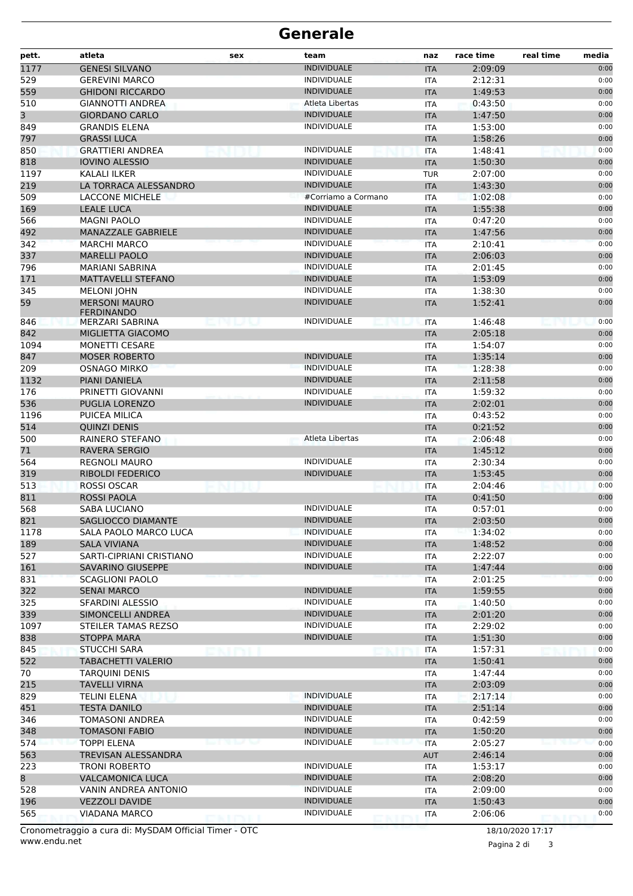# Generale

| pett. | atleta | sex | team | naz | race time | real time | media |
|---|---|---|---|---|---|---|---|
| 1177 | GENESI SILVANO | | INDIVIDUALE | ITA | 2:09:09 | | 0:00 |
| 529 | GEREVINI MARCO | | INDIVIDUALE | ITA | 2:12:31 | | 0:00 |
| 559 | GHIDONI RICCARDO | | INDIVIDUALE | ITA | 1:49:53 | | 0:00 |
| 510 | GIANNOTTI ANDREA | | Atleta Libertas | ITA | 0:43:50 | | 0:00 |
| 3 | GIORDANO CARLO | | INDIVIDUALE | ITA | 1:47:50 | | 0:00 |
| 849 | GRANDIS ELENA | | INDIVIDUALE | ITA | 1:53:00 | | 0:00 |
| 797 | GRASSI LUCA | | | ITA | 1:58:26 | | 0:00 |
| 850 | GRATTIERI ANDREA | | INDIVIDUALE | ITA | 1:48:41 | | 0:00 |
| 818 | IOVINO ALESSIO | | INDIVIDUALE | ITA | 1:50:30 | | 0:00 |
| 1197 | KALALI ILKER | | INDIVIDUALE | TUR | 2:07:00 | | 0:00 |
| 219 | LA TORRACA ALESSANDRO | | INDIVIDUALE | ITA | 1:43:30 | | 0:00 |
| 509 | LACCONE MICHELE | | #Corriamo a Cormano | ITA | 1:02:08 | | 0:00 |
| 169 | LEALE LUCA | | INDIVIDUALE | ITA | 1:55:38 | | 0:00 |
| 566 | MAGNI PAOLO | | INDIVIDUALE | ITA | 0:47:20 | | 0:00 |
| 492 | MANAZZALE GABRIELE | | INDIVIDUALE | ITA | 1:47:56 | | 0:00 |
| 342 | MARCHI MARCO | | INDIVIDUALE | ITA | 2:10:41 | | 0:00 |
| 337 | MARELLI PAOLO | | INDIVIDUALE | ITA | 2:06:03 | | 0:00 |
| 796 | MARIANI SABRINA | | INDIVIDUALE | ITA | 2:01:45 | | 0:00 |
| 171 | MATTAVELLI STEFANO | | INDIVIDUALE | ITA | 1:53:09 | | 0:00 |
| 345 | MELONI JOHN | | INDIVIDUALE | ITA | 1:38:30 | | 0:00 |
| 59 | MERSONI MAURO FERDINANDO | | INDIVIDUALE | ITA | 1:52:41 | | 0:00 |
| 846 | MERZARI SABRINA | | INDIVIDUALE | ITA | 1:46:48 | | 0:00 |
| 842 | MIGLIETTA GIACOMO | | | ITA | 2:05:18 | | 0:00 |
| 1094 | MONETTI CESARE | | | ITA | 1:54:07 | | 0:00 |
| 847 | MOSER ROBERTO | | INDIVIDUALE | ITA | 1:35:14 | | 0:00 |
| 209 | OSNAGO MIRKO | | INDIVIDUALE | ITA | 1:28:38 | | 0:00 |
| 1132 | PIANI DANIELA | | INDIVIDUALE | ITA | 2:11:58 | | 0:00 |
| 176 | PRINETTI GIOVANNI | | INDIVIDUALE | ITA | 1:59:32 | | 0:00 |
| 536 | PUGLIA LORENZO | | INDIVIDUALE | ITA | 2:02:01 | | 0:00 |
| 1196 | PUICEA MILICA | | | ITA | 0:43:52 | | 0:00 |
| 514 | QUINZI DENIS | | | ITA | 0:21:52 | | 0:00 |
| 500 | RAINERO STEFANO | | Atleta Libertas | ITA | 2:06:48 | | 0:00 |
| 71 | RAVERA SERGIO | | | ITA | 1:45:12 | | 0:00 |
| 564 | REGNOLI MAURO | | INDIVIDUALE | ITA | 2:30:34 | | 0:00 |
| 319 | RIBOLDI FEDERICO | | INDIVIDUALE | ITA | 1:53:45 | | 0:00 |
| 513 | ROSSI OSCAR | | | ITA | 2:04:46 | | 0:00 |
| 811 | ROSSI PAOLA | | | ITA | 0:41:50 | | 0:00 |
| 568 | SABA LUCIANO | | INDIVIDUALE | ITA | 0:57:01 | | 0:00 |
| 821 | SAGLIOCCO DIAMANTE | | INDIVIDUALE | ITA | 2:03:50 | | 0:00 |
| 1178 | SALA PAOLO MARCO LUCA | | INDIVIDUALE | ITA | 1:34:02 | | 0:00 |
| 189 | SALA VIVIANA | | INDIVIDUALE | ITA | 1:48:52 | | 0:00 |
| 527 | SARTI-CIPRIANI CRISTIANO | | INDIVIDUALE | ITA | 2:22:07 | | 0:00 |
| 161 | SAVARINO GIUSEPPE | | INDIVIDUALE | ITA | 1:47:44 | | 0:00 |
| 831 | SCAGLIONI PAOLO | | | ITA | 2:01:25 | | 0:00 |
| 322 | SENAI MARCO | | INDIVIDUALE | ITA | 1:59:55 | | 0:00 |
| 325 | SFARDINI ALESSIO | | INDIVIDUALE | ITA | 1:40:50 | | 0:00 |
| 339 | SIMONCELLI ANDREA | | INDIVIDUALE | ITA | 2:01:20 | | 0:00 |
| 1097 | STEILER TAMAS REZSO | | INDIVIDUALE | ITA | 2:29:02 | | 0:00 |
| 838 | STOPPA MARA | | INDIVIDUALE | ITA | 1:51:30 | | 0:00 |
| 845 | STUCCHI SARA | | | ITA | 1:57:31 | | 0:00 |
| 522 | TABACHETTI VALERIO | | | ITA | 1:50:41 | | 0:00 |
| 70 | TARQUINI DENIS | | | ITA | 1:47:44 | | 0:00 |
| 215 | TAVELLI VIRNA | | | ITA | 2:03:09 | | 0:00 |
| 829 | TELINI ELENA | | INDIVIDUALE | ITA | 2:17:14 | | 0:00 |
| 451 | TESTA DANILO | | INDIVIDUALE | ITA | 2:51:14 | | 0:00 |
| 346 | TOMASONI ANDREA | | INDIVIDUALE | ITA | 0:42:59 | | 0:00 |
| 348 | TOMASONI FABIO | | INDIVIDUALE | ITA | 1:50:20 | | 0:00 |
| 574 | TOPPI ELENA | | INDIVIDUALE | ITA | 2:05:27 | | 0:00 |
| 563 | TREVISAN ALESSANDRA | | | AUT | 2:46:14 | | 0:00 |
| 223 | TRONI ROBERTO | | INDIVIDUALE | ITA | 1:53:17 | | 0:00 |
| 8 | VALCAMONICA LUCA | | INDIVIDUALE | ITA | 2:08:20 | | 0:00 |
| 528 | VANIN ANDREA ANTONIO | | INDIVIDUALE | ITA | 2:09:00 | | 0:00 |
| 196 | VEZZOLI DAVIDE | | INDIVIDUALE | ITA | 1:50:43 | | 0:00 |
| 565 | VIADANA MARCO | | INDIVIDUALE | ITA | 2:06:06 | | 0:00 |

Cronometraggio a cura di: MySDAM Official Timer - OTC
www.endu.net

18/10/2020 17:17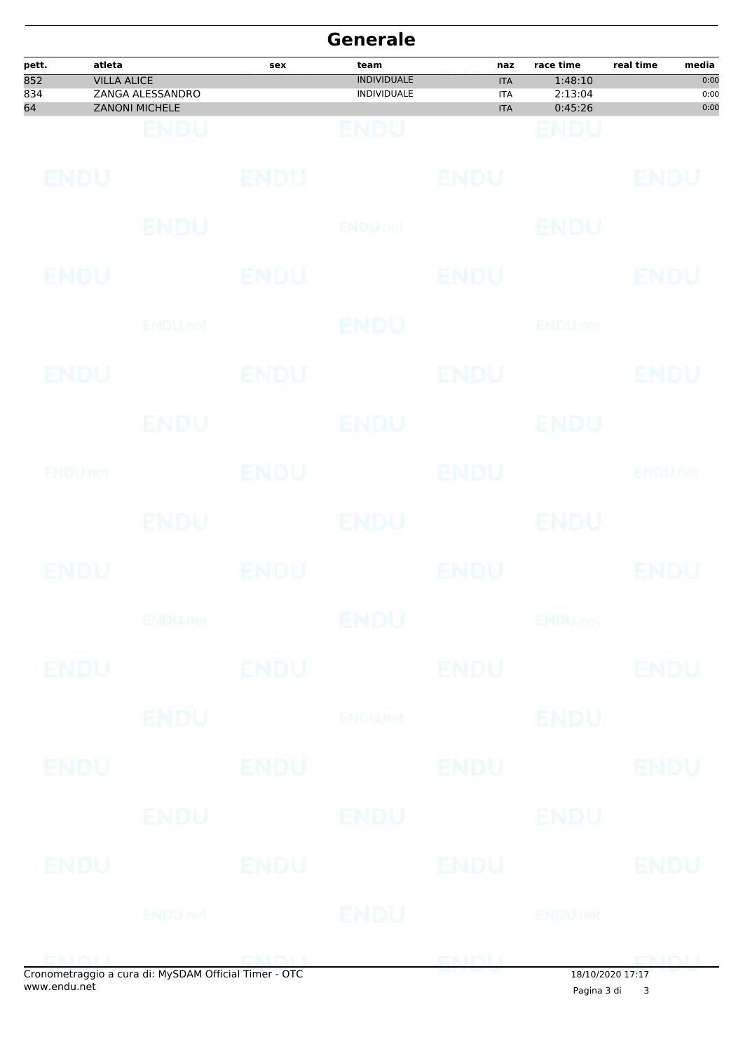# Generale

| pett. | atleta | sex | team | naz | race time | real time | media |
|---|---|---|---|---|---|---|---|
| 852 | VILLA ALICE | | INDIVIDUALE | ITA | 1:48:10 | | 0:00 |
| 834 | ZANGA ALESSANDRO | | INDIVIDUALE | ITA | 2:13:04 | | 0:00 |
| 64 | ZANONI MICHELE | | | ITA | 0:45:26 | | 0:00 |

Cronometraggio a cura di: MySDAM Official Timer - OTC
www.endu.net

18/10/2020 17:17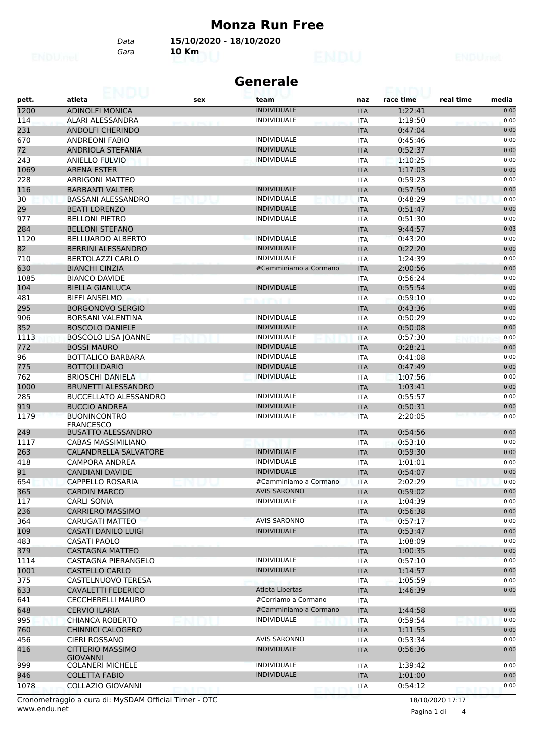# Monza Run Free

*Data* **15/10/2020 - 18/10/2020**

*Gara* **10 Km**

## Generale

| pett. | atleta | sex | team | naz | race time | real time | media |
|---|---|---|---|---|---|---|---|
| 1200 | ADINOLFI MONICA | | INDIVIDUALE | ITA | 1:22:41 | | 0:00 |
| 114 | ALARI ALESSANDRA | | INDIVIDUALE | ITA | 1:19:50 | | 0:00 |
| 231 | ANDOLFI CHERINDO | | | ITA | 0:47:04 | | 0:00 |
| 670 | ANDREONI FABIO | | INDIVIDUALE | ITA | 0:45:46 | | 0:00 |
| 72 | ANDRIOLA STEFANIA | | INDIVIDUALE | ITA | 0:52:37 | | 0:00 |
| 243 | ANIELLO FULVIO | | INDIVIDUALE | ITA | 1:10:25 | | 0:00 |
| 1069 | ARENA ESTER | | | ITA | 1:17:03 | | 0:00 |
| 228 | ARRIGONI MATTEO | | | ITA | 0:59:23 | | 0:00 |
| 116 | BARBANTI VALTER | | INDIVIDUALE | ITA | 0:57:50 | | 0:00 |
| 30 | BASSANI ALESSANDRO | | INDIVIDUALE | ITA | 0:48:29 | | 0:00 |
| 29 | BEATI LORENZO | | INDIVIDUALE | ITA | 0:51:47 | | 0:00 |
| 977 | BELLONI PIETRO | | INDIVIDUALE | ITA | 0:51:30 | | 0:00 |
| 284 | BELLONI STEFANO | | | ITA | 9:44:57 | | 0:03 |
| 1120 | BELLUARDO ALBERTO | | INDIVIDUALE | ITA | 0:43:20 | | 0:00 |
| 82 | BERRINI ALESSANDRO | | INDIVIDUALE | ITA | 0:22:20 | | 0:00 |
| 710 | BERTOLAZZI CARLO | | INDIVIDUALE | ITA | 1:24:39 | | 0:00 |
| 630 | BIANCHI CINZIA | | #Camminiamo a Cormano | ITA | 2:00:56 | | 0:00 |
| 1085 | BIANCO DAVIDE | | | ITA | 0:56:24 | | 0:00 |
| 104 | BIELLA GIANLUCA | | INDIVIDUALE | ITA | 0:55:54 | | 0:00 |
| 481 | BIFFI ANSELMO | | | ITA | 0:59:10 | | 0:00 |
| 295 | BORGONOVO SERGIO | | | ITA | 0:43:36 | | 0:00 |
| 906 | BORSANI VALENTINA | | INDIVIDUALE | ITA | 0:50:29 | | 0:00 |
| 352 | BOSCOLO DANIELE | | INDIVIDUALE | ITA | 0:50:08 | | 0:00 |
| 1113 | BOSCOLO LISA JOANNE | | INDIVIDUALE | ITA | 0:57:30 | | 0:00 |
| 772 | BOSSI MAURO | | INDIVIDUALE | ITA | 0:28:21 | | 0:00 |
| 96 | BOTTALICO BARBARA | | INDIVIDUALE | ITA | 0:41:08 | | 0:00 |
| 775 | BOTTOLI DARIO | | INDIVIDUALE | ITA | 0:47:49 | | 0:00 |
| 762 | BRIOSCHI DANIELA | | INDIVIDUALE | ITA | 1:07:56 | | 0:00 |
| 1000 | BRUNETTI ALESSANDRO | | | ITA | 1:03:41 | | 0:00 |
| 285 | BUCCELLATO ALESSANDRO | | INDIVIDUALE | ITA | 0:55:57 | | 0:00 |
| 919 | BUCCIO ANDREA | | INDIVIDUALE | ITA | 0:50:31 | | 0:00 |
| 1179 | BUONINCONTRO FRANCESCO | | INDIVIDUALE | ITA | 2:20:05 | | 0:00 |
| 249 | BUSATTO ALESSANDRO | | | ITA | 0:54:56 | | 0:00 |
| 1117 | CABAS MASSIMILIANO | | | ITA | 0:53:10 | | 0:00 |
| 263 | CALANDRELLA SALVATORE | | INDIVIDUALE | ITA | 0:59:30 | | 0:00 |
| 418 | CAMPORA ANDREA | | INDIVIDUALE | ITA | 1:01:01 | | 0:00 |
| 91 | CANDIANI DAVIDE | | INDIVIDUALE | ITA | 0:54:07 | | 0:00 |
| 654 | CAPPELLO ROSARIA | | #Camminiamo a Cormano | ITA | 2:02:29 | | 0:00 |
| 365 | CARDIN MARCO | | AVIS SARONNO | ITA | 0:59:02 | | 0:00 |
| 117 | CARLI SONIA | | INDIVIDUALE | ITA | 1:04:39 | | 0:00 |
| 236 | CARRIERO MASSIMO | | | ITA | 0:56:38 | | 0:00 |
| 364 | CARUGATI MATTEO | | AVIS SARONNO | ITA | 0:57:17 | | 0:00 |
| 109 | CASATI DANILO LUIGI | | INDIVIDUALE | ITA | 0:53:47 | | 0:00 |
| 483 | CASATI PAOLO | | | ITA | 1:08:09 | | 0:00 |
| 379 | CASTAGNA MATTEO | | | ITA | 1:00:35 | | 0:00 |
| 1114 | CASTAGNA PIERANGELO | | INDIVIDUALE | ITA | 0:57:10 | | 0:00 |
| 1001 | CASTELLO CARLO | | INDIVIDUALE | ITA | 1:14:57 | | 0:00 |
| 375 | CASTELNUOVO TERESA | | | ITA | 1:05:59 | | 0:00 |
| 633 | CAVALETTI FEDERICO | | Atleta Libertas | ITA | 1:46:39 | | 0:00 |
| 641 | CECCHERELLI MAURO | | #Corriamo a Cormano | ITA | | | |
| 648 | CERVIO ILARIA | | #Camminiamo a Cormano | ITA | 1:44:58 | | 0:00 |
| 995 | CHIANCA ROBERTO | | INDIVIDUALE | ITA | 0:59:54 | | 0:00 |
| 760 | CHINNICI CALOGERO | | | ITA | 1:11:55 | | 0:00 |
| 456 | CIERI ROSSANO | | AVIS SARONNO | ITA | 0:53:34 | | 0:00 |
| 416 | CITTERIO MASSIMO GIOVANNI | | INDIVIDUALE | ITA | 0:56:36 | | 0:00 |
| 999 | COLANERI MICHELE | | INDIVIDUALE | ITA | 1:39:42 | | 0:00 |
| 946 | COLETTA FABIO | | INDIVIDUALE | ITA | 1:01:00 | | 0:00 |
| 1078 | COLLAZIO GIOVANNI | | | ITA | 0:54:12 | | 0:00 |

Cronometraggio a cura di: MySDAM Official Timer - OTC

www.endu.net

18/10/2020 17:17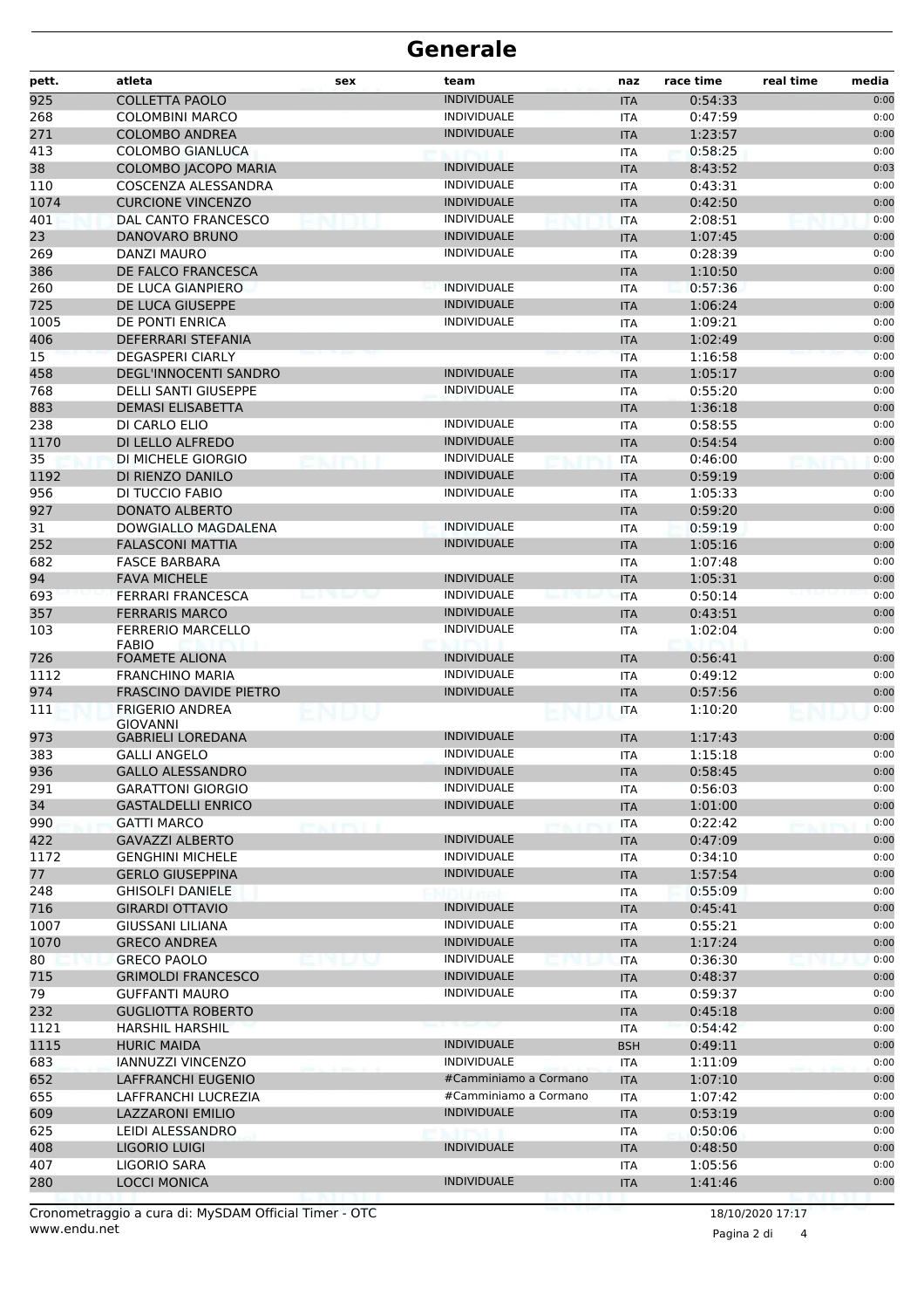# Generale

| pett. | atleta | sex | team | naz | race time | real time | media |
|---|---|---|---|---|---|---|---|
| 925 | COLLETTA PAOLO | | INDIVIDUALE | ITA | 0:54:33 | | 0:00 |
| 268 | COLOMBINI MARCO | | INDIVIDUALE | ITA | 0:47:59 | | 0:00 |
| 271 | COLOMBO ANDREA | | INDIVIDUALE | ITA | 1:23:57 | | 0:00 |
| 413 | COLOMBO GIANLUCA | | | ITA | 0:58:25 | | 0:00 |
| 38 | COLOMBO JACOPO MARIA | | INDIVIDUALE | ITA | 8:43:52 | | 0:03 |
| 110 | COSCENZA ALESSANDRA | | INDIVIDUALE | ITA | 0:43:31 | | 0:00 |
| 1074 | CURCIONE VINCENZO | | INDIVIDUALE | ITA | 0:42:50 | | 0:00 |
| 401 | DAL CANTO FRANCESCO | | INDIVIDUALE | ITA | 2:08:51 | | 0:00 |
| 23 | DANOVARO BRUNO | | INDIVIDUALE | ITA | 1:07:45 | | 0:00 |
| 269 | DANZI MAURO | | INDIVIDUALE | ITA | 0:28:39 | | 0:00 |
| 386 | DE FALCO FRANCESCA | | | ITA | 1:10:50 | | 0:00 |
| 260 | DE LUCA GIANPIERO | | INDIVIDUALE | ITA | 0:57:36 | | 0:00 |
| 725 | DE LUCA GIUSEPPE | | INDIVIDUALE | ITA | 1:06:24 | | 0:00 |
| 1005 | DE PONTI ENRICA | | INDIVIDUALE | ITA | 1:09:21 | | 0:00 |
| 406 | DEFERRARI STEFANIA | | | ITA | 1:02:49 | | 0:00 |
| 15 | DEGASPERI CIARLY | | | ITA | 1:16:58 | | 0:00 |
| 458 | DEGL'INNOCENTI SANDRO | | INDIVIDUALE | ITA | 1:05:17 | | 0:00 |
| 768 | DELLI SANTI GIUSEPPE | | INDIVIDUALE | ITA | 0:55:20 | | 0:00 |
| 883 | DEMASI ELISABETTA | | | ITA | 1:36:18 | | 0:00 |
| 238 | DI CARLO ELIO | | INDIVIDUALE | ITA | 0:58:55 | | 0:00 |
| 1170 | DI LELLO ALFREDO | | INDIVIDUALE | ITA | 0:54:54 | | 0:00 |
| 35 | DI MICHELE GIORGIO | | INDIVIDUALE | ITA | 0:46:00 | | 0:00 |
| 1192 | DI RIENZO DANILO | | INDIVIDUALE | ITA | 0:59:19 | | 0:00 |
| 956 | DI TUCCIO FABIO | | INDIVIDUALE | ITA | 1:05:33 | | 0:00 |
| 927 | DONATO ALBERTO | | | ITA | 0:59:20 | | 0:00 |
| 31 | DOWGIALLO MAGDALENA | | INDIVIDUALE | ITA | 0:59:19 | | 0:00 |
| 252 | FALASCONI MATTIA | | INDIVIDUALE | ITA | 1:05:16 | | 0:00 |
| 682 | FASCE BARBARA | | | ITA | 1:07:48 | | 0:00 |
| 94 | FAVA MICHELE | | INDIVIDUALE | ITA | 1:05:31 | | 0:00 |
| 693 | FERRARI FRANCESCA | | INDIVIDUALE | ITA | 0:50:14 | | 0:00 |
| 357 | FERRARIS MARCO | | INDIVIDUALE | ITA | 0:43:51 | | 0:00 |
| 103 | FERRERIO MARCELLO FABIO | | INDIVIDUALE | ITA | 1:02:04 | | 0:00 |
| 726 | FOAMETE ALIONA | | INDIVIDUALE | ITA | 0:56:41 | | 0:00 |
| 1112 | FRANCHINO MARIA | | INDIVIDUALE | ITA | 0:49:12 | | 0:00 |
| 974 | FRASCINO DAVIDE PIETRO | | INDIVIDUALE | ITA | 0:57:56 | | 0:00 |
| 111 | FRIGERIO ANDREA GIOVANNI | | | ITA | 1:10:20 | | 0:00 |
| 973 | GABRIELI LOREDANA | | INDIVIDUALE | ITA | 1:17:43 | | 0:00 |
| 383 | GALLI ANGELO | | INDIVIDUALE | ITA | 1:15:18 | | 0:00 |
| 936 | GALLO ALESSANDRO | | INDIVIDUALE | ITA | 0:58:45 | | 0:00 |
| 291 | GARATTONI GIORGIO | | INDIVIDUALE | ITA | 0:56:03 | | 0:00 |
| 34 | GASTALDELLI ENRICO | | INDIVIDUALE | ITA | 1:01:00 | | 0:00 |
| 990 | GATTI MARCO | | | ITA | 0:22:42 | | 0:00 |
| 422 | GAVAZZI ALBERTO | | INDIVIDUALE | ITA | 0:47:09 | | 0:00 |
| 1172 | GENGHINI MICHELE | | INDIVIDUALE | ITA | 0:34:10 | | 0:00 |
| 77 | GERLO GIUSEPPINA | | INDIVIDUALE | ITA | 1:57:54 | | 0:00 |
| 248 | GHISOLFI DANIELE | | | ITA | 0:55:09 | | 0:00 |
| 716 | GIRARDI OTTAVIO | | INDIVIDUALE | ITA | 0:45:41 | | 0:00 |
| 1007 | GIUSSANI LILIANA | | INDIVIDUALE | ITA | 0:55:21 | | 0:00 |
| 1070 | GRECO ANDREA | | INDIVIDUALE | ITA | 1:17:24 | | 0:00 |
| 80 | GRECO PAOLO | | INDIVIDUALE | ITA | 0:36:30 | | 0:00 |
| 715 | GRIMOLDI FRANCESCO | | INDIVIDUALE | ITA | 0:48:37 | | 0:00 |
| 79 | GUFFANTI MAURO | | INDIVIDUALE | ITA | 0:59:37 | | 0:00 |
| 232 | GUGLIOTTA ROBERTO | | | ITA | 0:45:18 | | 0:00 |
| 1121 | HARSHIL HARSHIL | | | ITA | 0:54:42 | | 0:00 |
| 1115 | HURIC MAIDA | | INDIVIDUALE | BSH | 0:49:11 | | 0:00 |
| 683 | IANNUZZI VINCENZO | | INDIVIDUALE | ITA | 1:11:09 | | 0:00 |
| 652 | LAFFRANCHI EUGENIO | | #Camminiamo a Cormano | ITA | 1:07:10 | | 0:00 |
| 655 | LAFFRANCHI LUCREZIA | | #Camminiamo a Cormano | ITA | 1:07:42 | | 0:00 |
| 609 | LAZZARONI EMILIO | | INDIVIDUALE | ITA | 0:53:19 | | 0:00 |
| 625 | LEIDI ALESSANDRO | | | ITA | 0:50:06 | | 0:00 |
| 408 | LIGORIO LUIGI | | INDIVIDUALE | ITA | 0:48:50 | | 0:00 |
| 407 | LIGORIO SARA | | | ITA | 1:05:56 | | 0:00 |
| 280 | LOCCI MONICA | | INDIVIDUALE | ITA | 1:41:46 | | 0:00 |

Cronometraggio a cura di: MySDAM Official Timer - OTC
www.endu.net

18/10/2020 17:17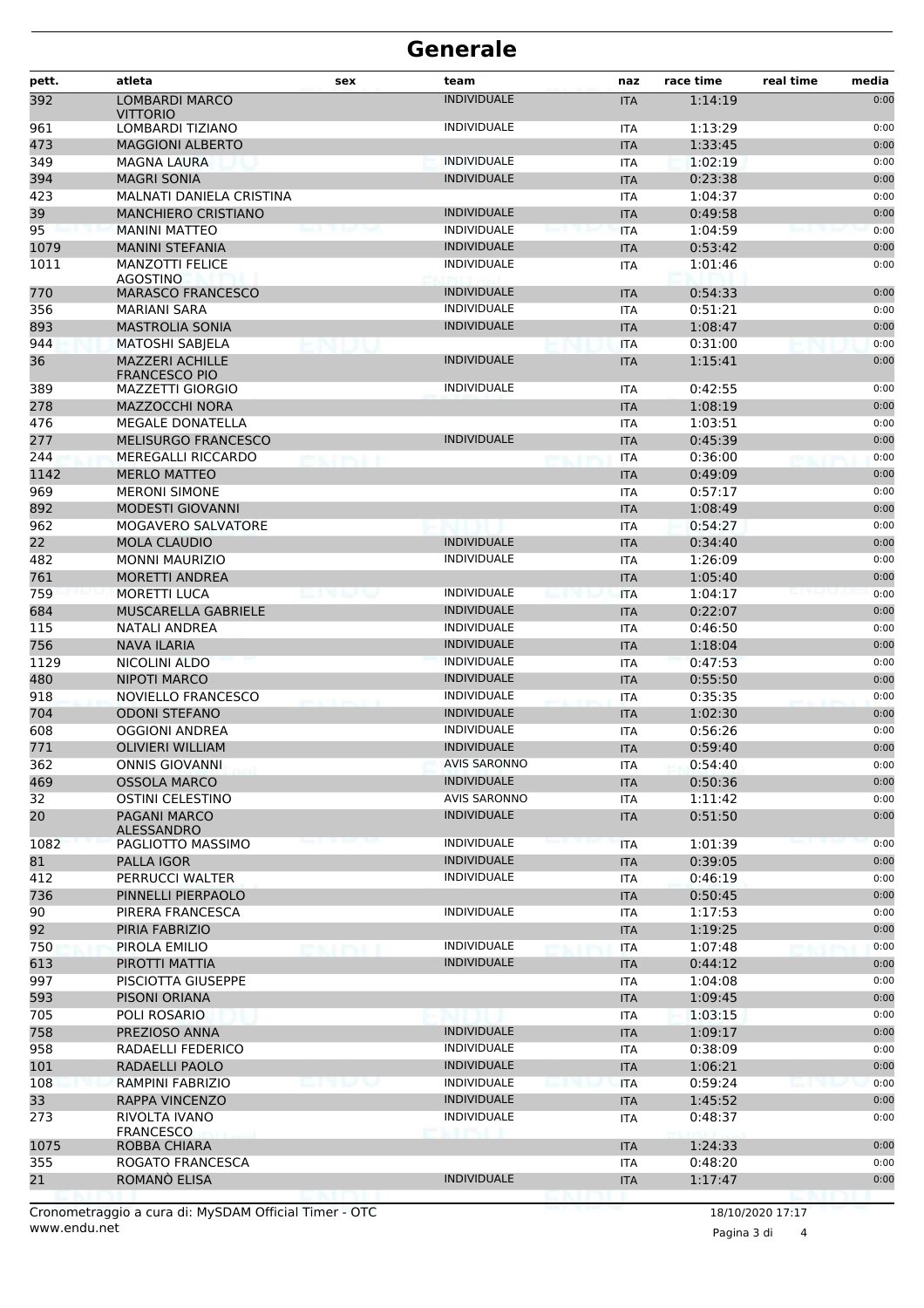# Generale

| pett. | atleta | sex | team | naz | race time | real time | media |
|---|---|---|---|---|---|---|---|
| 392 | LOMBARDI MARCO VITTORIO | | INDIVIDUALE | ITA | 1:14:19 | | 0:00 |
| 961 | LOMBARDI TIZIANO | | INDIVIDUALE | ITA | 1:13:29 | | 0:00 |
| 473 | MAGGIONI ALBERTO | | | ITA | 1:33:45 | | 0:00 |
| 349 | MAGNA LAURA | | INDIVIDUALE | ITA | 1:02:19 | | 0:00 |
| 394 | MAGRI SONIA | | INDIVIDUALE | ITA | 0:23:38 | | 0:00 |
| 423 | MALNATI DANIELA CRISTINA | | | ITA | 1:04:37 | | 0:00 |
| 39 | MANCHIERO CRISTIANO | | INDIVIDUALE | ITA | 0:49:58 | | 0:00 |
| 95 | MANINI MATTEO | | INDIVIDUALE | ITA | 1:04:59 | | 0:00 |
| 1079 | MANINI STEFANIA | | INDIVIDUALE | ITA | 0:53:42 | | 0:00 |
| 1011 | MANZOTTI FELICE AGOSTINO | | INDIVIDUALE | ITA | 1:01:46 | | 0:00 |
| 770 | MARASCO FRANCESCO | | INDIVIDUALE | ITA | 0:54:33 | | 0:00 |
| 356 | MARIANI SARA | | INDIVIDUALE | ITA | 0:51:21 | | 0:00 |
| 893 | MASTROLIA SONIA | | INDIVIDUALE | ITA | 1:08:47 | | 0:00 |
| 944 | MATOSHI SABJELA | | | ITA | 0:31:00 | | 0:00 |
| 36 | MAZZERI ACHILLE FRANCESCO PIO | | INDIVIDUALE | ITA | 1:15:41 | | 0:00 |
| 389 | MAZZETTI GIORGIO | | INDIVIDUALE | ITA | 0:42:55 | | 0:00 |
| 278 | MAZZOCCHI NORA | | | ITA | 1:08:19 | | 0:00 |
| 476 | MEGALE DONATELLA | | | ITA | 1:03:51 | | 0:00 |
| 277 | MELISURGO FRANCESCO | | INDIVIDUALE | ITA | 0:45:39 | | 0:00 |
| 244 | MEREGALLI RICCARDO | | | ITA | 0:36:00 | | 0:00 |
| 1142 | MERLO MATTEO | | | ITA | 0:49:09 | | 0:00 |
| 969 | MERONI SIMONE | | | ITA | 0:57:17 | | 0:00 |
| 892 | MODESTI GIOVANNI | | | ITA | 1:08:49 | | 0:00 |
| 962 | MOGAVERO SALVATORE | | | ITA | 0:54:27 | | 0:00 |
| 22 | MOLA CLAUDIO | | INDIVIDUALE | ITA | 0:34:40 | | 0:00 |
| 482 | MONNI MAURIZIO | | INDIVIDUALE | ITA | 1:26:09 | | 0:00 |
| 761 | MORETTI ANDREA | | | ITA | 1:05:40 | | 0:00 |
| 759 | MORETTI LUCA | | INDIVIDUALE | ITA | 1:04:17 | | 0:00 |
| 684 | MUSCARELLA GABRIELE | | INDIVIDUALE | ITA | 0:22:07 | | 0:00 |
| 115 | NATALI ANDREA | | INDIVIDUALE | ITA | 0:46:50 | | 0:00 |
| 756 | NAVA ILARIA | | INDIVIDUALE | ITA | 1:18:04 | | 0:00 |
| 1129 | NICOLINI ALDO | | INDIVIDUALE | ITA | 0:47:53 | | 0:00 |
| 480 | NIPOTI MARCO | | INDIVIDUALE | ITA | 0:55:50 | | 0:00 |
| 918 | NOVIELLO FRANCESCO | | INDIVIDUALE | ITA | 0:35:35 | | 0:00 |
| 704 | ODONI STEFANO | | INDIVIDUALE | ITA | 1:02:30 | | 0:00 |
| 608 | OGGIONI ANDREA | | INDIVIDUALE | ITA | 0:56:26 | | 0:00 |
| 771 | OLIVIERI WILLIAM | | INDIVIDUALE | ITA | 0:59:40 | | 0:00 |
| 362 | ONNIS GIOVANNI | | AVIS SARONNO | ITA | 0:54:40 | | 0:00 |
| 469 | OSSOLA MARCO | | INDIVIDUALE | ITA | 0:50:36 | | 0:00 |
| 32 | OSTINI CELESTINO | | AVIS SARONNO | ITA | 1:11:42 | | 0:00 |
| 20 | PAGANI MARCO ALESSANDRO | | INDIVIDUALE | ITA | 0:51:50 | | 0:00 |
| 1082 | PAGLIOTTO MASSIMO | | INDIVIDUALE | ITA | 1:01:39 | | 0:00 |
| 81 | PALLA IGOR | | INDIVIDUALE | ITA | 0:39:05 | | 0:00 |
| 412 | PERRUCCI WALTER | | INDIVIDUALE | ITA | 0:46:19 | | 0:00 |
| 736 | PINNELLI PIERPAOLO | | | ITA | 0:50:45 | | 0:00 |
| 90 | PIRERA FRANCESCA | | INDIVIDUALE | ITA | 1:17:53 | | 0:00 |
| 92 | PIRIA FABRIZIO | | | ITA | 1:19:25 | | 0:00 |
| 750 | PIROLA EMILIO | | INDIVIDUALE | ITA | 1:07:48 | | 0:00 |
| 613 | PIROTTI MATTIA | | INDIVIDUALE | ITA | 0:44:12 | | 0:00 |
| 997 | PISCIOTTA GIUSEPPE | | | ITA | 1:04:08 | | 0:00 |
| 593 | PISONI ORIANA | | | ITA | 1:09:45 | | 0:00 |
| 705 | POLI ROSARIO | | | ITA | 1:03:15 | | 0:00 |
| 758 | PREZIOSO ANNA | | INDIVIDUALE | ITA | 1:09:17 | | 0:00 |
| 958 | RADAELLI FEDERICO | | INDIVIDUALE | ITA | 0:38:09 | | 0:00 |
| 101 | RADAELLI PAOLO | | INDIVIDUALE | ITA | 1:06:21 | | 0:00 |
| 108 | RAMPINI FABRIZIO | | INDIVIDUALE | ITA | 0:59:24 | | 0:00 |
| 33 | RAPPA VINCENZO | | INDIVIDUALE | ITA | 1:45:52 | | 0:00 |
| 273 | RIVOLTA IVANO FRANCESCO | | INDIVIDUALE | ITA | 0:48:37 | | 0:00 |
| 1075 | ROBBA CHIARA | | | ITA | 1:24:33 | | 0:00 |
| 355 | ROGATO FRANCESCA | | | ITA | 0:48:20 | | 0:00 |
| 21 | ROMANÒ ELISA | | INDIVIDUALE | ITA | 1:17:47 | | 0:00 |

Cronometraggio a cura di: MySDAM Official Timer - OTC
www.endu.net

18/10/2020 17:17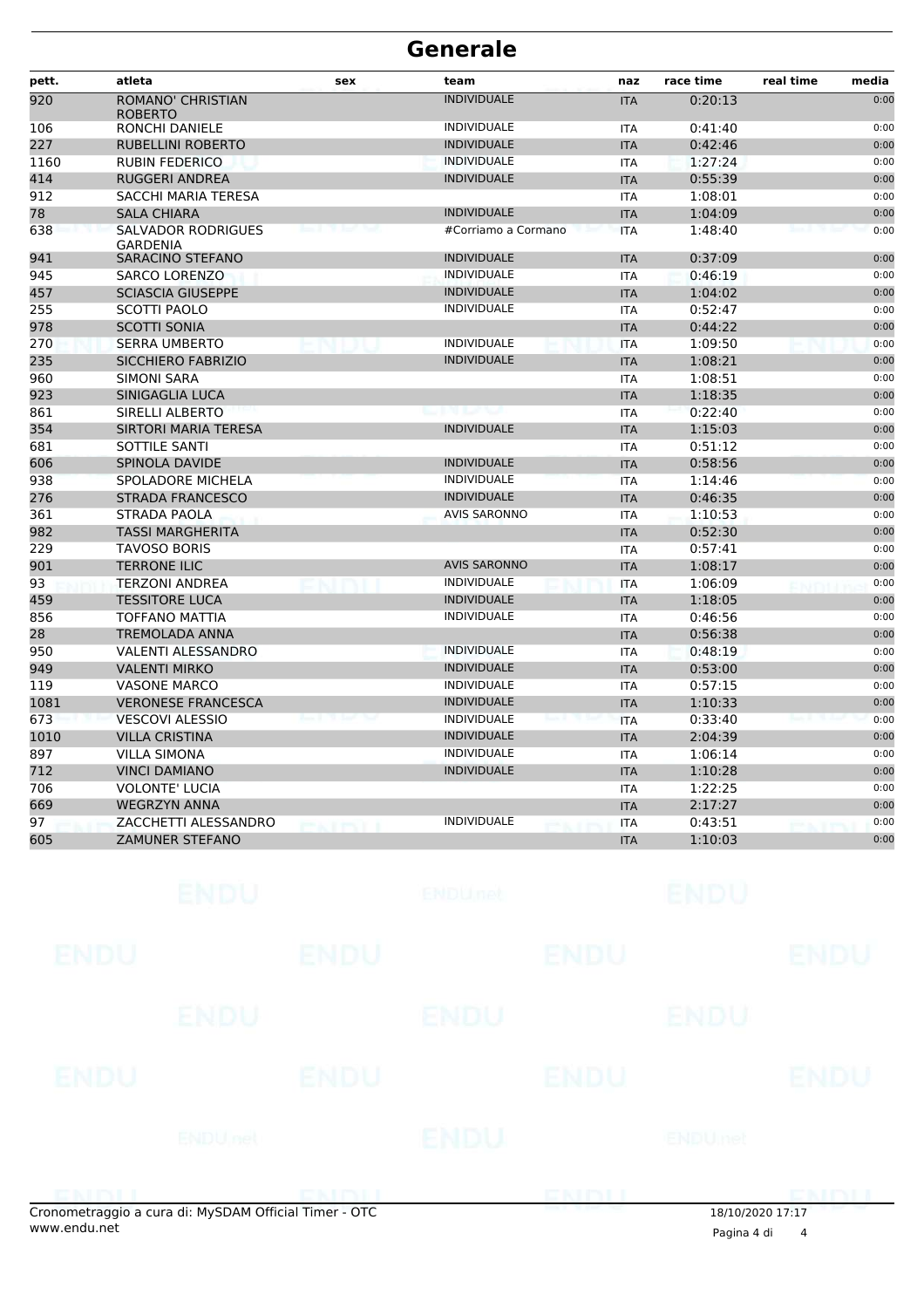# Generale

| pett. | atleta | sex | team | naz | race time | real time | media |
|---|---|---|---|---|---|---|---|
| 920 | ROMANO' CHRISTIAN ROBERTO | | INDIVIDUALE | ITA | 0:20:13 | | 0:00 |
| 106 | RONCHI DANIELE | | INDIVIDUALE | ITA | 0:41:40 | | 0:00 |
| 227 | RUBELLINI ROBERTO | | INDIVIDUALE | ITA | 0:42:46 | | 0:00 |
| 1160 | RUBIN FEDERICO | | INDIVIDUALE | ITA | 1:27:24 | | 0:00 |
| 414 | RUGGERI ANDREA | | INDIVIDUALE | ITA | 0:55:39 | | 0:00 |
| 912 | SACCHI MARIA TERESA | | | ITA | 1:08:01 | | 0:00 |
| 78 | SALA CHIARA | | INDIVIDUALE | ITA | 1:04:09 | | 0:00 |
| 638 | SALVADOR RODRIGUES GARDENIA | | #Corriamo a Cormano | ITA | 1:48:40 | | 0:00 |
| 941 | SARACINO STEFANO | | INDIVIDUALE | ITA | 0:37:09 | | 0:00 |
| 945 | SARCO LORENZO | | INDIVIDUALE | ITA | 0:46:19 | | 0:00 |
| 457 | SCIASCIA GIUSEPPE | | INDIVIDUALE | ITA | 1:04:02 | | 0:00 |
| 255 | SCOTTI PAOLO | | INDIVIDUALE | ITA | 0:52:47 | | 0:00 |
| 978 | SCOTTI SONIA | | | ITA | 0:44:22 | | 0:00 |
| 270 | SERRA UMBERTO | | INDIVIDUALE | ITA | 1:09:50 | | 0:00 |
| 235 | SICCHIERO FABRIZIO | | INDIVIDUALE | ITA | 1:08:21 | | 0:00 |
| 960 | SIMONI SARA | | | ITA | 1:08:51 | | 0:00 |
| 923 | SINIGAGLIA LUCA | | | ITA | 1:18:35 | | 0:00 |
| 861 | SIRELLI ALBERTO | | | ITA | 0:22:40 | | 0:00 |
| 354 | SIRTORI MARIA TERESA | | INDIVIDUALE | ITA | 1:15:03 | | 0:00 |
| 681 | SOTTILE SANTI | | | ITA | 0:51:12 | | 0:00 |
| 606 | SPINOLA DAVIDE | | INDIVIDUALE | ITA | 0:58:56 | | 0:00 |
| 938 | SPOLADORE MICHELA | | INDIVIDUALE | ITA | 1:14:46 | | 0:00 |
| 276 | STRADA FRANCESCO | | INDIVIDUALE | ITA | 0:46:35 | | 0:00 |
| 361 | STRADA PAOLA | | AVIS SARONNO | ITA | 1:10:53 | | 0:00 |
| 982 | TASSI MARGHERITA | | | ITA | 0:52:30 | | 0:00 |
| 229 | TAVOSO BORIS | | | ITA | 0:57:41 | | 0:00 |
| 901 | TERRONE ILIC | | AVIS SARONNO | ITA | 1:08:17 | | 0:00 |
| 93 | TERZONI ANDREA | | INDIVIDUALE | ITA | 1:06:09 | | 0:00 |
| 459 | TESSITORE LUCA | | INDIVIDUALE | ITA | 1:18:05 | | 0:00 |
| 856 | TOFFANO MATTIA | | INDIVIDUALE | ITA | 0:46:56 | | 0:00 |
| 28 | TREMOLADA ANNA | | | ITA | 0:56:38 | | 0:00 |
| 950 | VALENTI ALESSANDRO | | INDIVIDUALE | ITA | 0:48:19 | | 0:00 |
| 949 | VALENTI MIRKO | | INDIVIDUALE | ITA | 0:53:00 | | 0:00 |
| 119 | VASONE MARCO | | INDIVIDUALE | ITA | 0:57:15 | | 0:00 |
| 1081 | VERONESE FRANCESCA | | INDIVIDUALE | ITA | 1:10:33 | | 0:00 |
| 673 | VESCOVI ALESSIO | | INDIVIDUALE | ITA | 0:33:40 | | 0:00 |
| 1010 | VILLA CRISTINA | | INDIVIDUALE | ITA | 2:04:39 | | 0:00 |
| 897 | VILLA SIMONA | | INDIVIDUALE | ITA | 1:06:14 | | 0:00 |
| 712 | VINCI DAMIANO | | INDIVIDUALE | ITA | 1:10:28 | | 0:00 |
| 706 | VOLONTE' LUCIA | | | ITA | 1:22:25 | | 0:00 |
| 669 | WEGRZYN ANNA | | | ITA | 2:17:27 | | 0:00 |
| 97 | ZACCHETTI ALESSANDRO | | INDIVIDUALE | ITA | 0:43:51 | | 0:00 |
| 605 | ZAMUNER STEFANO | | | ITA | 1:10:03 | | 0:00 |

Cronometraggio a cura di: MySDAM Official Timer - OTC
www.endu.net

18/10/2020 17:17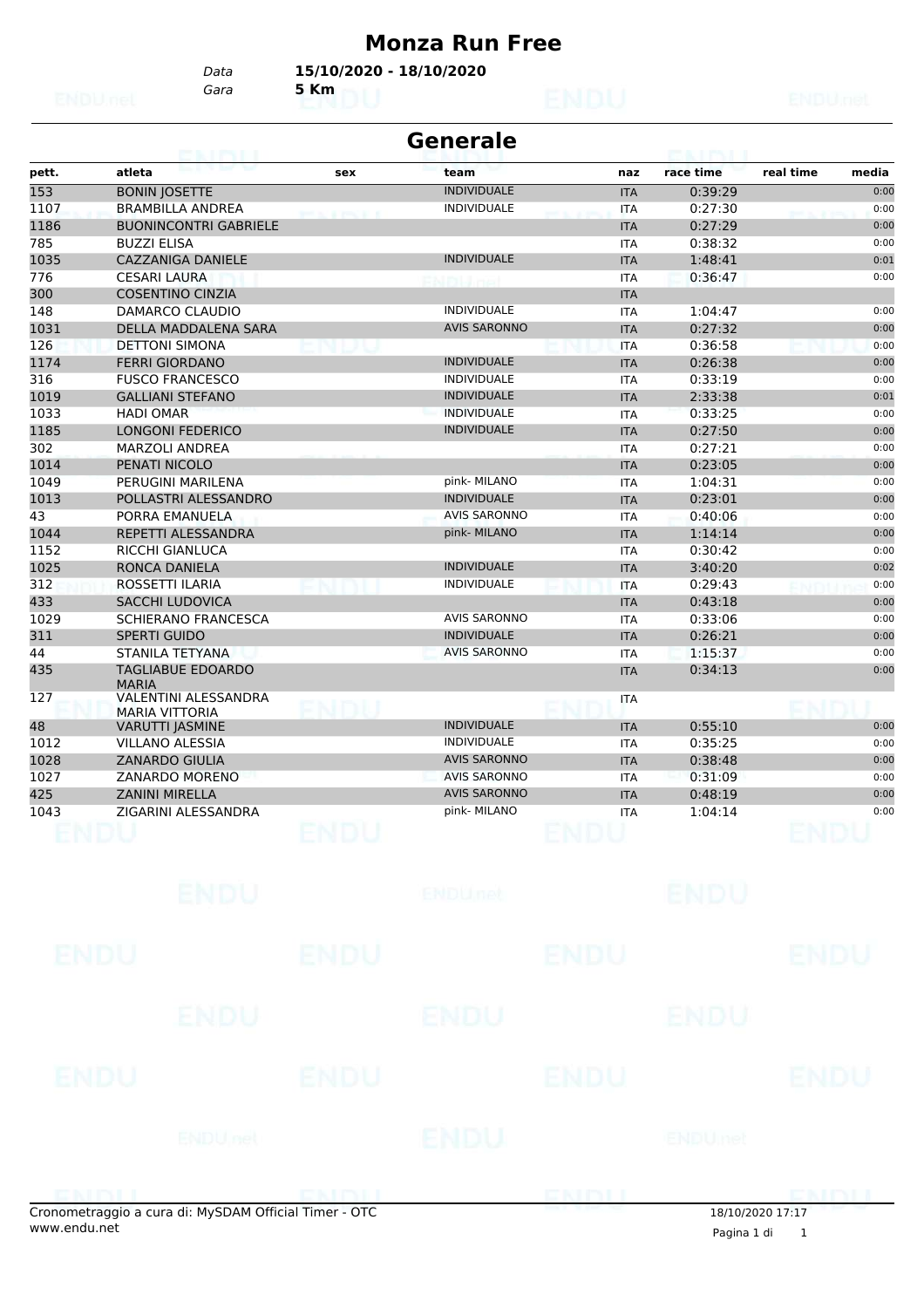# Monza Run Free

*Data* **15/10/2020 - 18/10/2020**
*Gara* **5 Km**

## Generale

| pett. | atleta | sex | team | naz | race time | real time | media |
|---|---|---|---|---|---|---|---|
| 153 | BONIN JOSETTE | | INDIVIDUALE | ITA | 0:39:29 | | 0:00 |
| 1107 | BRAMBILLA ANDREA | | INDIVIDUALE | ITA | 0:27:30 | | 0:00 |
| 1186 | BUONINCONTRI GABRIELE | | | ITA | 0:27:29 | | 0:00 |
| 785 | BUZZI ELISA | | | ITA | 0:38:32 | | 0:00 |
| 1035 | CAZZANIGA DANIELE | | INDIVIDUALE | ITA | 1:48:41 | | 0:01 |
| 776 | CESARI LAURA | | | ITA | 0:36:47 | | 0:00 |
| 300 | COSENTINO CINZIA | | | ITA | | | |
| 148 | DAMARCO CLAUDIO | | INDIVIDUALE | ITA | 1:04:47 | | 0:00 |
| 1031 | DELLA MADDALENA SARA | | AVIS SARONNO | ITA | 0:27:32 | | 0:00 |
| 126 | DETTONI SIMONA | | | ITA | 0:36:58 | | 0:00 |
| 1174 | FERRI GIORDANO | | INDIVIDUALE | ITA | 0:26:38 | | 0:00 |
| 316 | FUSCO FRANCESCO | | INDIVIDUALE | ITA | 0:33:19 | | 0:00 |
| 1019 | GALLIANI STEFANO | | INDIVIDUALE | ITA | 2:33:38 | | 0:01 |
| 1033 | HADI OMAR | | INDIVIDUALE | ITA | 0:33:25 | | 0:00 |
| 1185 | LONGONI FEDERICO | | INDIVIDUALE | ITA | 0:27:50 | | 0:00 |
| 302 | MARZOLI ANDREA | | | ITA | 0:27:21 | | 0:00 |
| 1014 | PENATI NICOLO | | | ITA | 0:23:05 | | 0:00 |
| 1049 | PERUGINI MARILENA | | pink- MILANO | ITA | 1:04:31 | | 0:00 |
| 1013 | POLLASTRI ALESSANDRO | | INDIVIDUALE | ITA | 0:23:01 | | 0:00 |
| 43 | PORRA EMANUELA | | AVIS SARONNO | ITA | 0:40:06 | | 0:00 |
| 1044 | REPETTI ALESSANDRA | | pink- MILANO | ITA | 1:14:14 | | 0:00 |
| 1152 | RICCHI GIANLUCA | | | ITA | 0:30:42 | | 0:00 |
| 1025 | RONCA DANIELA | | INDIVIDUALE | ITA | 3:40:20 | | 0:02 |
| 312 | ROSSETTI ILARIA | | INDIVIDUALE | ITA | 0:29:43 | | 0:00 |
| 433 | SACCHI LUDOVICA | | | ITA | 0:43:18 | | 0:00 |
| 1029 | SCHIERANO FRANCESCA | | AVIS SARONNO | ITA | 0:33:06 | | 0:00 |
| 311 | SPERTI GUIDO | | INDIVIDUALE | ITA | 0:26:21 | | 0:00 |
| 44 | STANILA TETYANA | | AVIS SARONNO | ITA | 1:15:37 | | 0:00 |
| 435 | TAGLIABUE EDOARDO MARIA | | | ITA | 0:34:13 | | 0:00 |
| 127 | VALENTINI ALESSANDRA MARIA VITTORIA | | | ITA | | | |
| 48 | VARUTTI JASMINE | | INDIVIDUALE | ITA | 0:55:10 | | 0:00 |
| 1012 | VILLANO ALESSIA | | INDIVIDUALE | ITA | 0:35:25 | | 0:00 |
| 1028 | ZANARDO GIULIA | | AVIS SARONNO | ITA | 0:38:48 | | 0:00 |
| 1027 | ZANARDO MORENO | | AVIS SARONNO | ITA | 0:31:09 | | 0:00 |
| 425 | ZANINI MIRELLA | | AVIS SARONNO | ITA | 0:48:19 | | 0:00 |
| 1043 | ZIGARINI ALESSANDRA | | pink- MILANO | ITA | 1:04:14 | | 0:00 |

Cronometraggio a cura di: MySDAM Official Timer - OTC
www.endu.net

18/10/2020 17:17